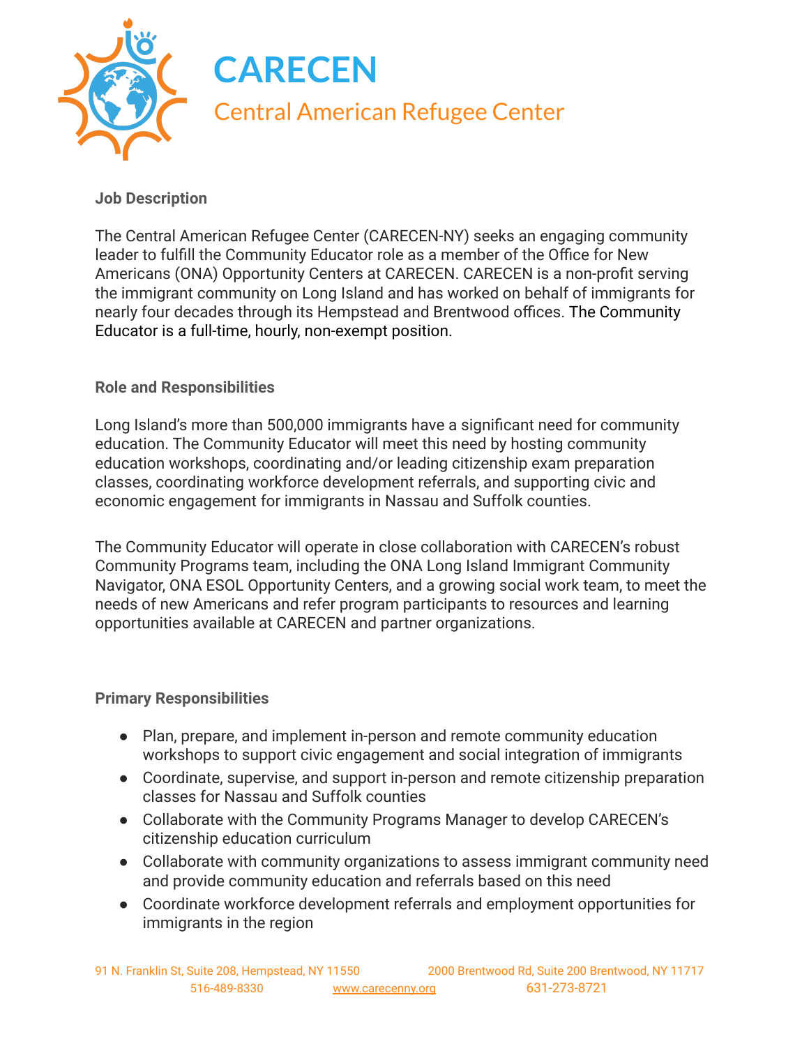# CARECEN

## Central American Refugee Center

**Job Description**

The Central American Refugee Center (CARECEN-NY) seeks an engaging community leader to fulfill the Community Educator role as a member of the Office for New Americans (ONA) Opportunity Centers at CARECEN. CARECEN is a non-profit serving the immigrant community on Long Island and has worked on behalf of immigrants for nearly four decades through its Hempstead and Brentwood offices. The Community Educator is a full-time, hourly, non-exempt position.

**Role and Responsibilities**

Long Island's more than 500,000 immigrants have a significant need for community education. The Community Educator will meet this need by hosting community education workshops, coordinating and/or leading citizenship exam preparation classes, coordinating workforce development referrals, and supporting civic and economic engagement for immigrants in Nassau and Suffolk counties.

The Community Educator will operate in close collaboration with CARECEN's robust Community Programs team, including the ONA Long Island Immigrant Community Navigator, ONA ESOL Opportunity Centers, and a growing social work team, to meet the needs of new Americans and refer program participants to resources and learning opportunities available at CARECEN and partner organizations.

**Primary Responsibilities**

- Plan, prepare, and implement in-person and remote community education workshops to support civic engagement and social integration of immigrants
- Coordinate, supervise, and support in-person and remote citizenship preparation classes for Nassau and Suffolk counties
- Collaborate with the Community Programs Manager to develop CARECEN's citizenship education curriculum
- Collaborate with community organizations to assess immigrant community need and provide community education and referrals based on this need
- Coordinate workforce development referrals and employment opportunities for immigrants in the region

91 N. Franklin St, Suite 208, Hempstead, NY 11550 | 2000 Brentwood Rd, Suite 200 Brentwood, NY 11717
516-489-8330 | www.carecenny.org | 631-273-8721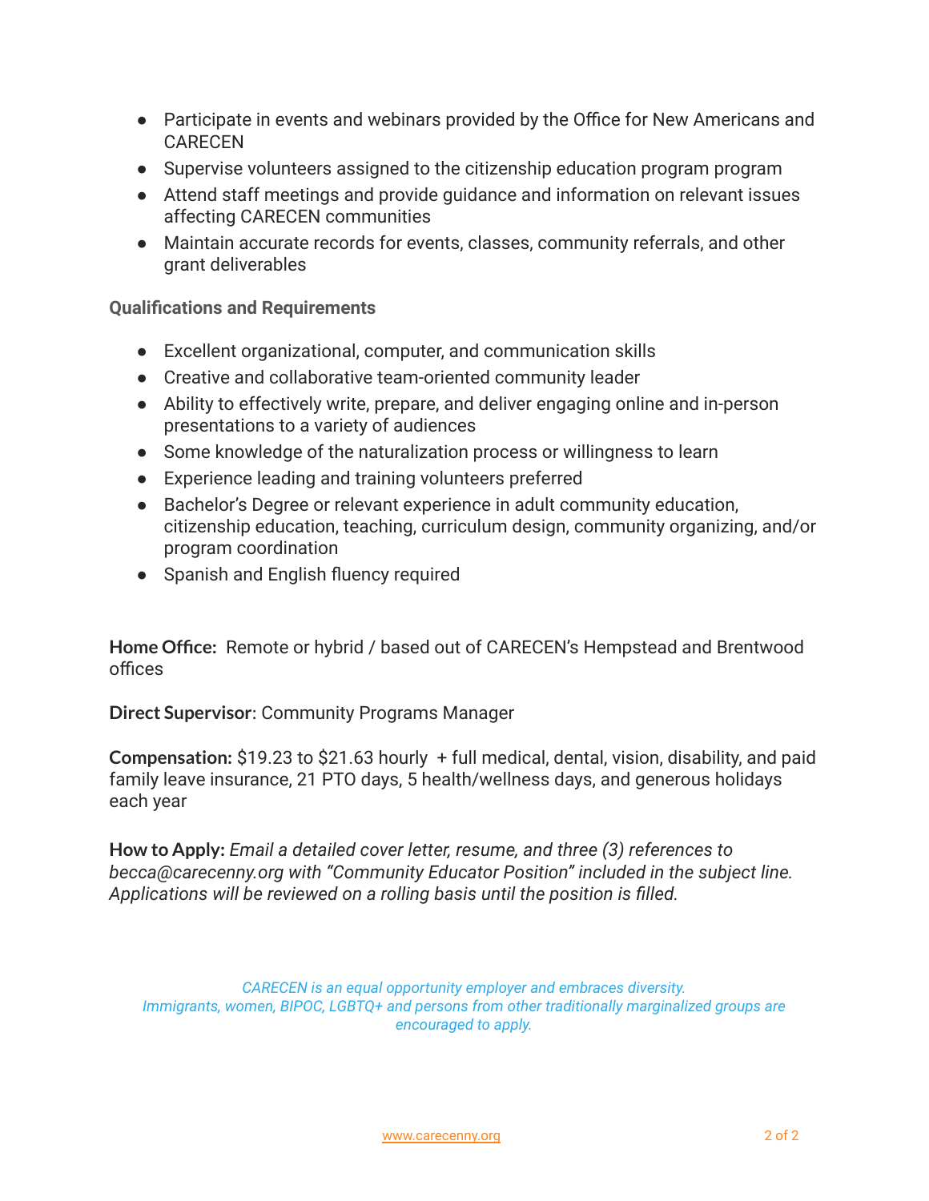- Participate in events and webinars provided by the Office for New Americans and CARECEN
- Supervise volunteers assigned to the citizenship education program program
- Attend staff meetings and provide guidance and information on relevant issues affecting CARECEN communities
- Maintain accurate records for events, classes, community referrals, and other grant deliverables

### Qualifications and Requirements

- Excellent organizational, computer, and communication skills
- Creative and collaborative team-oriented community leader
- Ability to effectively write, prepare, and deliver engaging online and in-person presentations to a variety of audiences
- Some knowledge of the naturalization process or willingness to learn
- Experience leading and training volunteers preferred
- Bachelor's Degree or relevant experience in adult community education, citizenship education, teaching, curriculum design, community organizing, and/or program coordination
- Spanish and English fluency required

**Home Office:** Remote or hybrid / based out of CARECEN's Hempstead and Brentwood offices

**Direct Supervisor**: Community Programs Manager

**Compensation:** $19.23 to $21.63 hourly + full medical, dental, vision, disability, and paid family leave insurance, 21 PTO days, 5 health/wellness days, and generous holidays each year

**How to Apply:** *Email a detailed cover letter, resume, and three (3) references to becca@carecenny.org with "Community Educator Position" included in the subject line. Applications will be reviewed on a rolling basis until the position is filled.*

*CARECEN is an equal opportunity employer and embraces diversity.*
*Immigrants, women, BIPOC, LGBTQ+ and persons from other traditionally marginalized groups are encouraged to apply.*

www.carecenny.org